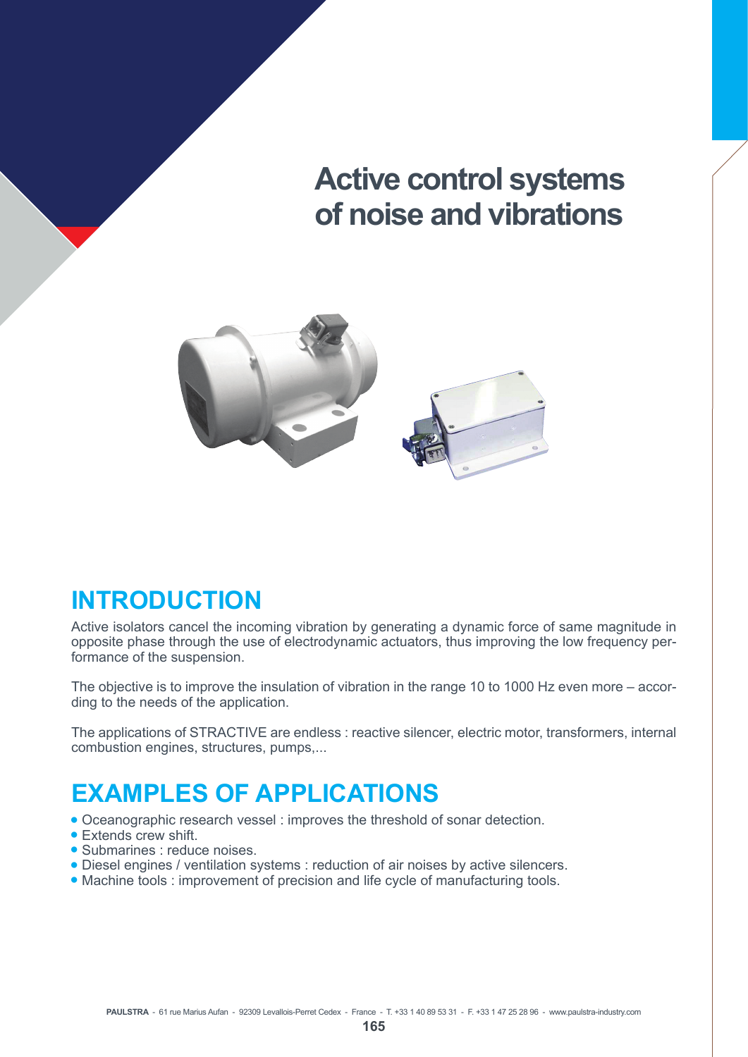# Active control systems of noise and vibrations

## INTRODUCTION

Active isolators cancel the incoming vibration by generating a dynamic force of same magnitude in opposite phase through the use of electrodynamic actuators, thus improving the low frequency performance of the suspension.

The objective is to improve the insulation of vibration in the range 10 to 1000 Hz even more – according to the needs of the application.

The applications of STRACTIVE are endless : reactive silencer, electric motor, transformers, internal combustion engines, structures, pumps,...

## EXAMPLES OF APPLICATIONS

- Oceanographic research vessel : improves the threshold of sonar detection.
- Extends crew shift.
- Submarines : reduce noises.
- Diesel engines / ventilation systems : reduction of air noises by active silencers.
- Machine tools : improvement of precision and life cycle of manufacturing tools.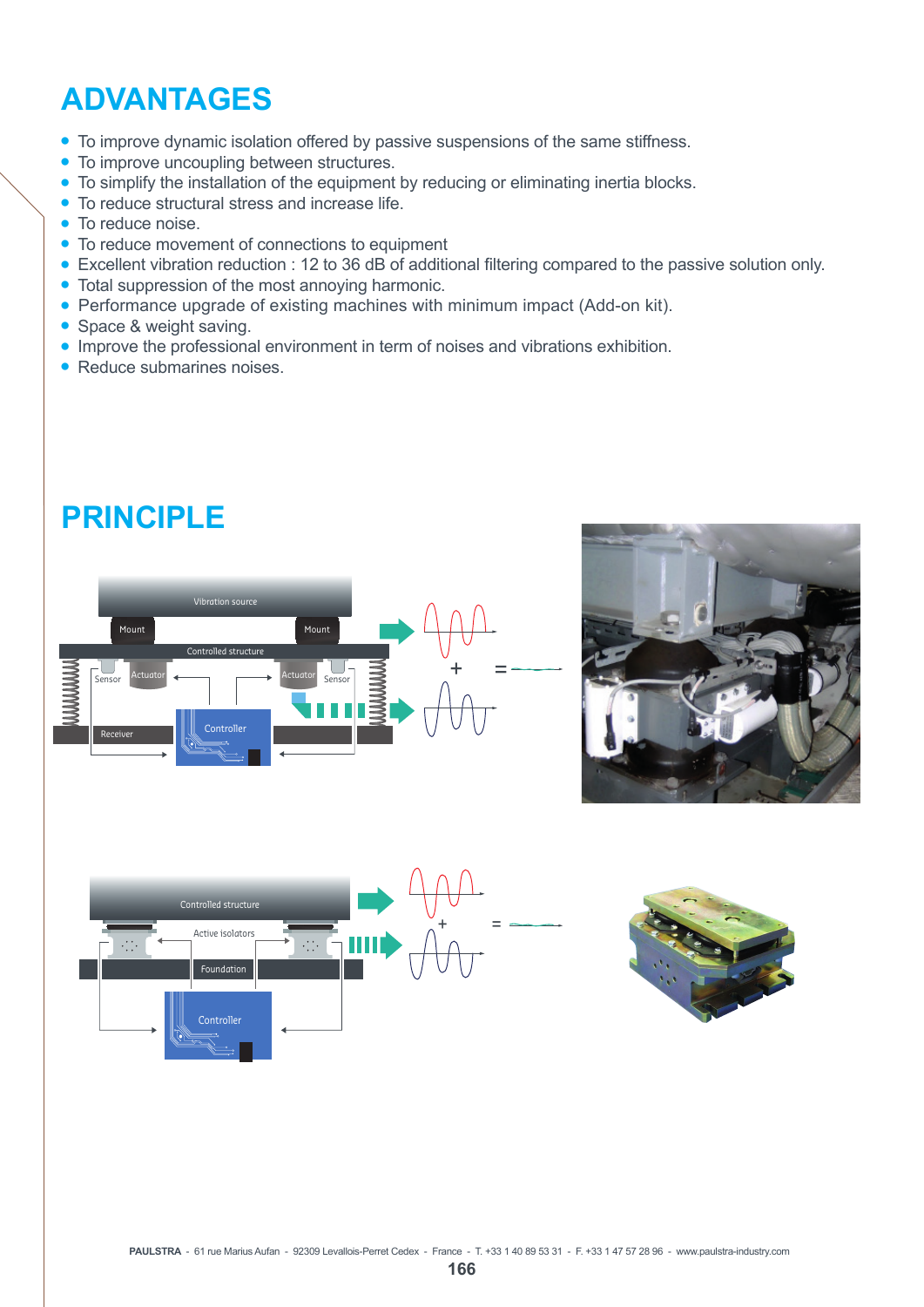# ADVANTAGES

- To improve dynamic isolation offered by passive suspensions of the same stiffness.
- To improve uncoupling between structures.
- To simplify the installation of the equipment by reducing or eliminating inertia blocks.
- To reduce structural stress and increase life.
- To reduce noise.
- To reduce movement of connections to equipment
- Excellent vibration reduction : 12 to 36 dB of additional filtering compared to the passive solution only.
- Total suppression of the most annoying harmonic.
- Performance upgrade of existing machines with minimum impact (Add-on kit).
- Space & weight saving.
- Improve the professional environment in term of noises and vibrations exhibition.
- Reduce submarines noises.

# PRINCIPLE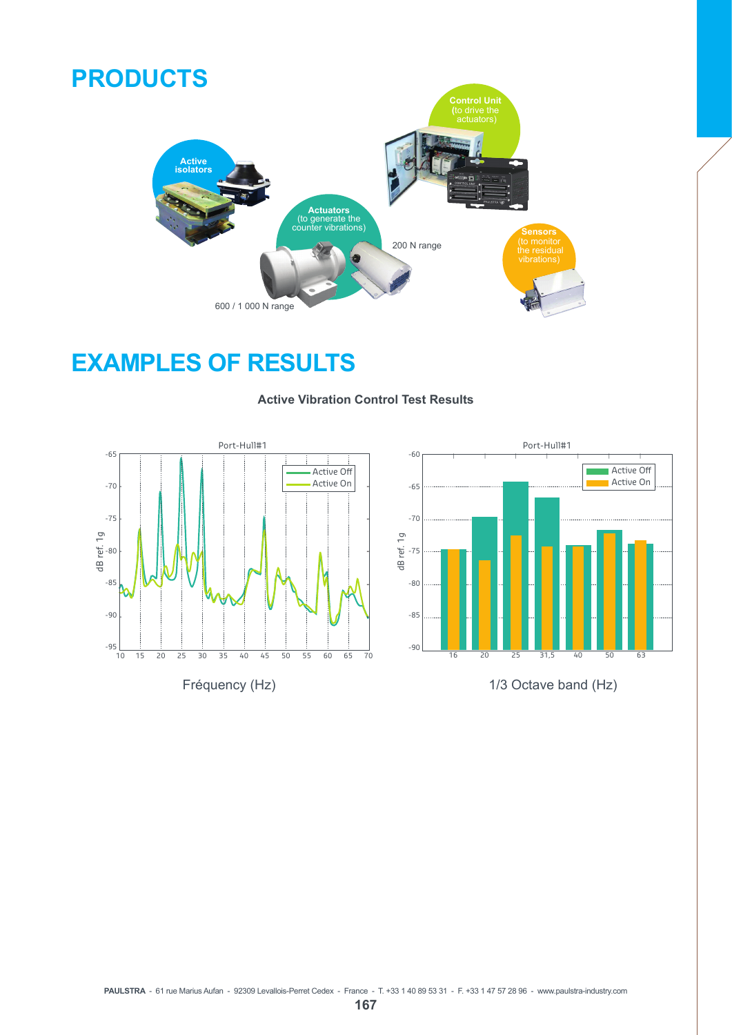# PRODUCTS

Active isolators

Actuators (to generate the counter vibrations)

200 N range

600 / 1 000 N range

Control Unit (to drive the actuators)

Sensors (to monitor the residual vibrations)

# EXAMPLES OF RESULTS

**Active Vibration Control Test Results**

Port-Hull#1

Active Off
Active On

dB ref. 1g

-65
-70
-75
-80
-85
-90
-95

10 15 20 25 30 35 40 45 50 55 60 65 70

Fréquency (Hz)

Port-Hull#1

Active Off
Active On

dB ref. 1g

-60
-65
-70
-75
-80
-85
-90

16 20 25 31,5 40 50 63

1/3 Octave band (Hz)

**PAULSTRA** - 61 rue Marius Aufan - 92309 Levallois-Perret Cedex - France - T. +33 1 40 89 53 31 - F. +33 1 47 57 28 96 - www.paulstra-industry.com